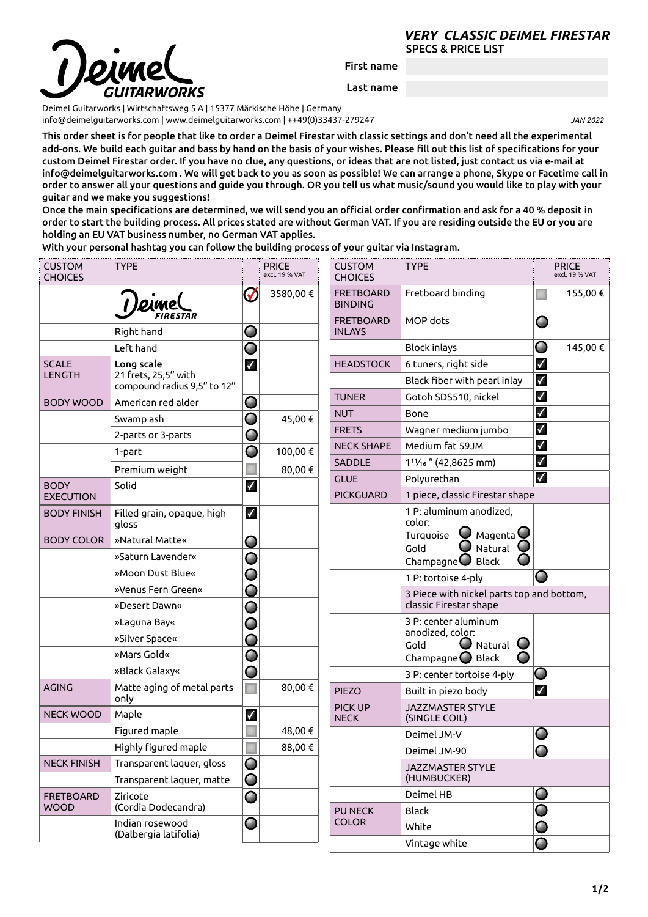# VERY CLASSIC DEIMEL FIRESTAR

**SPECS & PRICE LIST**

Deimel GUITARWORKS

**First name**

**Last name**

Deimel Guitarworks | Wirtschaftsweg 5 A | 15377 Märkische Höhe | Germany
info@deimelguitarworks.com | www.deimelguitarworks.com | ++49(0)33437-279247

*JAN 2022*

**This order sheet is for people that like to order a Deimel Firestar with classic settings and don't need all the experimental add-ons. We build each guitar and bass by hand on the basis of your wishes. Please fill out this list of specifications for your custom Deimel Firestar order. If you have no clue, any questions, or ideas that are not listed, just contact us via e-mail at info@deimelguitarworks.com . We will get back to you as soon as possible! We can arrange a phone, Skype or Facetime call in order to answer all your questions and guide you through. OR you tell us what music/sound you would like to play with your guitar and we make you suggestions!**

**Once the main specifications are determined, we will send you an official order confirmation and ask for a 40 % deposit in order to start the building process. All prices stated are without German VAT. If you are residing outside the EU or you are holding an EU VAT business number, no German VAT applies.**

**With your personal hashtag you can follow the building process of your guitar via Instagram.**

| CUSTOM CHOICES | TYPE | | PRICE excl. 19 % VAT |
|---|---|---|---|
| | Deimel FIRESTAR | ✓ | 3580,00 € |
| | Right hand | ○ | |
| | Left hand | ○ | |
| SCALE LENGTH | **Long scale** 21 frets, 25,5" with compound radius 9,5" to 12" | ✓ | |
| BODY WOOD | American red alder | ○ | |
| | Swamp ash | ○ | 45,00 € |
| | 2-parts or 3-parts | ○ | |
| | 1-part | ○ | 100,00 € |
| | Premium weight | ☐ | 80,00 € |
| BODY EXECUTION | Solid | ✓ | |
| BODY FINISH | Filled grain, opaque, high gloss | ✓ | |
| BODY COLOR | »Natural Matte« | ○ | |
| | »Saturn Lavender« | ○ | |
| | »Moon Dust Blue« | ○ | |
| | »Venus Fern Green« | ○ | |
| | »Desert Dawn« | ○ | |
| | »Laguna Bay« | ○ | |
| | »Silver Space« | ○ | |
| | »Mars Gold« | ○ | |
| | »Black Galaxy« | ○ | |
| AGING | Matte aging of metal parts only | ☐ | 80,00 € |
| NECK WOOD | Maple | ✓ | |
| | Figured maple | ☐ | 48,00 € |
| | Highly figured maple | ☐ | 88,00 € |
| NECK FINISH | Transparent laquer, gloss | ○ | |
| | Transparent laquer, matte | ○ | |
| FRETBOARD WOOD | Ziricote (Cordia Dodecandra) | ○ | |
| | Indian rosewood (Dalbergia latifolia) | ○ | |

| CUSTOM CHOICES | TYPE | | PRICE excl. 19 % VAT |
|---|---|---|---|
| FRETBOARD BINDING | Fretboard binding | ☐ | 155,00 € |
| FRETBOARD INLAYS | MOP dots | ○ | |
| | Block inlays | ○ | 145,00 € |
| HEADSTOCK | 6 tuners, right side | ✓ | |
| | Black fiber with pearl inlay | ✓ | |
| TUNER | Gotoh SDS510, nickel | ✓ | |
| NUT | Bone | ✓ | |
| FRETS | Wagner medium jumbo | ✓ | |
| NECK SHAPE | Medium fat 59JM | ✓ | |
| SADDLE | 1 11/16 " (42,8625 mm) | ✓ | |
| GLUE | Polyurethan | ✓ | |
| PICKGUARD | 1 piece, classic Firestar shape | | |
| | 1 P: aluminum anodized, color: Turquoise ○ Magenta ○ Gold ○ Natural ○ Champagne ○ Black ○ | | |
| | 1 P: tortoise 4-ply | ○ | |
| | 3 Piece with nickel parts top and bottom, classic Firestar shape | | |
| | 3 P: center aluminum anodized, color: Gold ○ Natural ○ Champagne ○ Black ○ | | |
| | 3 P: center tortoise 4-ply | ○ | |
| PIEZO | Built in piezo body | ✓ | |
| PICK UP NECK | JAZZMASTER STYLE (SINGLE COIL) | | |
| | Deimel JM-V | ○ | |
| | Deimel JM-90 | ○ | |
| | JAZZMASTER STYLE (HUMBUCKER) | | |
| | Deimel HB | ○ | |
| PU NECK COLOR | Black | ○ | |
| | White | ○ | |
| | Vintage white | ○ | |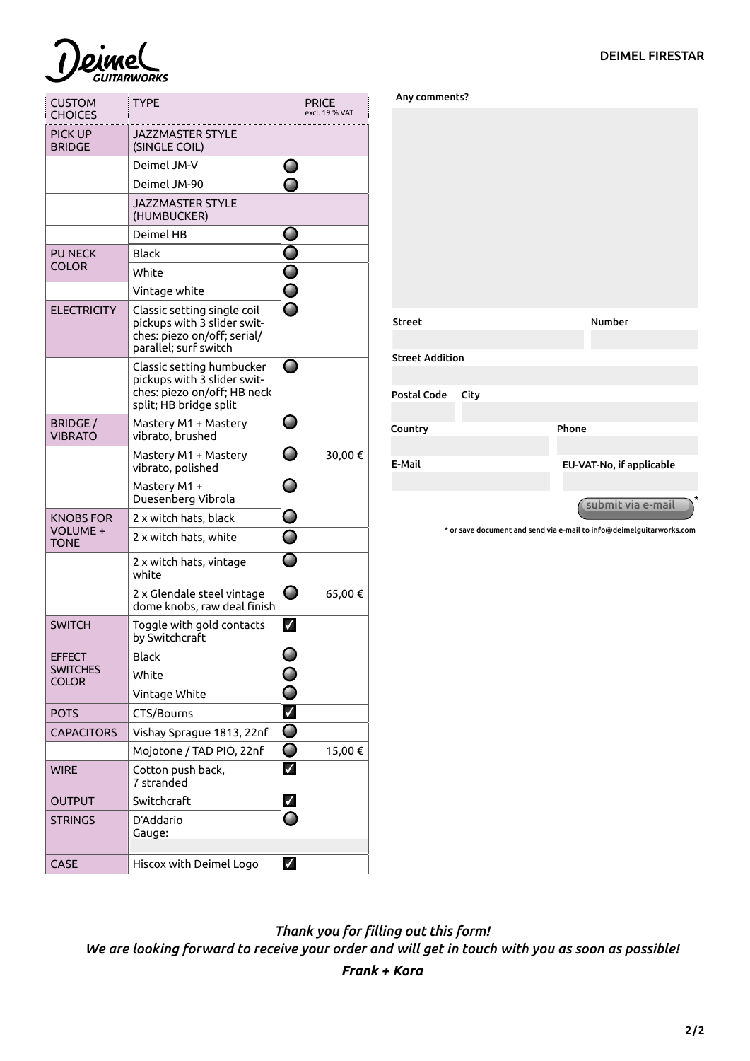# DEIMEL FIRESTAR

| CUSTOM CHOICES | TYPE | | PRICE excl. 19 % VAT |
|---|---|---|---|
| PICK UP BRIDGE | JAZZMASTER STYLE (SINGLE COIL) | | |
| | Deimel JM-V | ○ | |
| | Deimel JM-90 | ○ | |
| | JAZZMASTER STYLE (HUMBUCKER) | | |
| | Deimel HB | ○ | |
| PU NECK COLOR | Black | ○ | |
| | White | ○ | |
| | Vintage white | ○ | |
| ELECTRICITY | Classic setting single coil pickups with 3 slider switches: piezo on/off; serial/parallel; surf switch | ○ | |
| | Classic setting humbucker pickups with 3 slider switches: piezo on/off; HB neck split; HB bridge split | ○ | |
| BRIDGE / VIBRATO | Mastery M1 + Mastery vibrato, brushed | ○ | |
| | Mastery M1 + Mastery vibrato, polished | ○ | 30,00 € |
| | Mastery M1 + Duesenberg Vibrola | ○ | |
| KNOBS FOR VOLUME + TONE | 2 x witch hats, black | ○ | |
| | 2 x witch hats, white | ○ | |
| | 2 x witch hats, vintage white | ○ | |
| | 2 x Glendale steel vintage dome knobs, raw deal finish | ○ | 65,00 € |
| SWITCH | Toggle with gold contacts by Switchcraft | ✓ | |
| EFFECT SWITCHES COLOR | Black | ○ | |
| | White | ○ | |
| | Vintage White | ○ | |
| POTS | CTS/Bourns | ✓ | |
| CAPACITORS | Vishay Sprague 1813, 22nf | ○ | |
| | Mojotone / TAD PIO, 22nf | ○ | 15,00 € |
| WIRE | Cotton push back, 7 stranded | ✓ | |
| OUTPUT | Switchcraft | ✓ | |
| STRINGS | D'Addario Gauge: | ○ | |
| CASE | Hiscox with Deimel Logo | ✓ | |

Any comments?

Street | Number

Street Addition

Postal Code | City

Country | Phone

E-Mail | EU-VAT-No, if applicable

submit via e-mail *

* or save document and send via e-mail to info@deimelguitarworks.com

*Thank you for filling out this form!*
*We are looking forward to receive your order and will get in touch with you as soon as possible!*
***Frank + Kora***